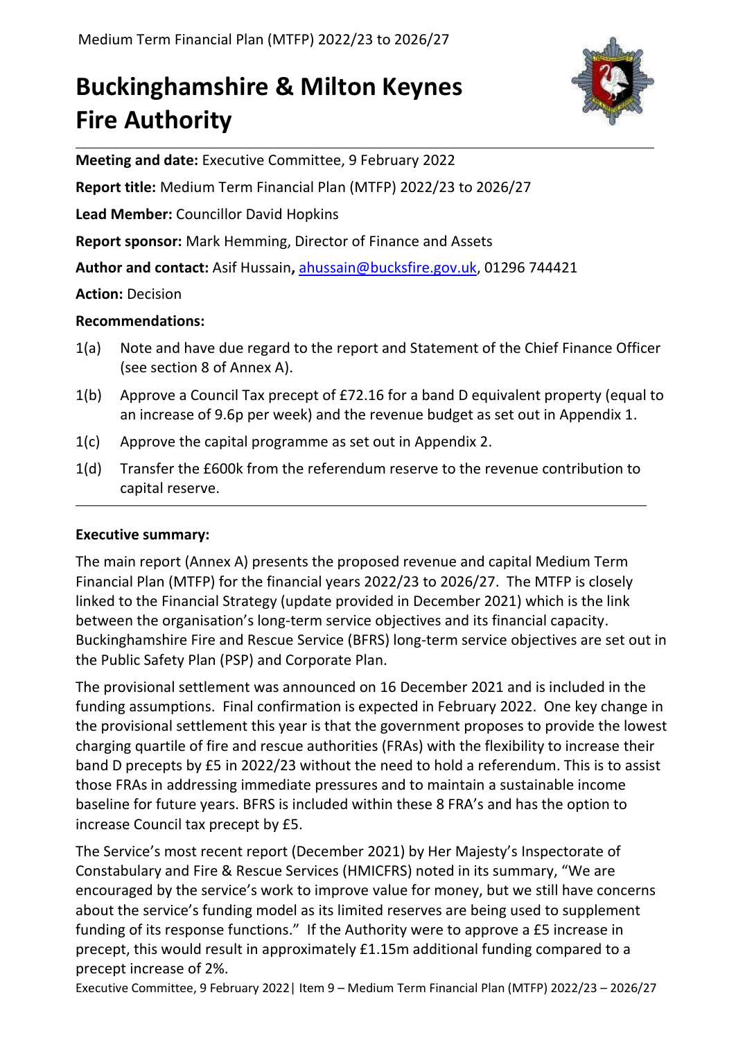# Buckinghamshire & Milton Keynes Fire Authority

**Meeting and date:** Executive Committee, 9 February 2022

**Report title:** Medium Term Financial Plan (MTFP) 2022/23 to 2026/27

**Lead Member:** Councillor David Hopkins

**Report sponsor:** Mark Hemming, Director of Finance and Assets

**Author and contact:** Asif Hussain**,** ahussain@bucksfire.gov.uk, 01296 744421

**Action:** Decision

**Recommendations:**

1(a) Note and have due regard to the report and Statement of the Chief Finance Officer (see section 8 of Annex A).

1(b) Approve a Council Tax precept of £72.16 for a band D equivalent property (equal to an increase of 9.6p per week) and the revenue budget as set out in Appendix 1.

1(c) Approve the capital programme as set out in Appendix 2.

1(d) Transfer the £600k from the referendum reserve to the revenue contribution to capital reserve.

**Executive summary:**

The main report (Annex A) presents the proposed revenue and capital Medium Term Financial Plan (MTFP) for the financial years 2022/23 to 2026/27. The MTFP is closely linked to the Financial Strategy (update provided in December 2021) which is the link between the organisation's long-term service objectives and its financial capacity. Buckinghamshire Fire and Rescue Service (BFRS) long-term service objectives are set out in the Public Safety Plan (PSP) and Corporate Plan.

The provisional settlement was announced on 16 December 2021 and is included in the funding assumptions. Final confirmation is expected in February 2022. One key change in the provisional settlement this year is that the government proposes to provide the lowest charging quartile of fire and rescue authorities (FRAs) with the flexibility to increase their band D precepts by £5 in 2022/23 without the need to hold a referendum. This is to assist those FRAs in addressing immediate pressures and to maintain a sustainable income baseline for future years. BFRS is included within these 8 FRA's and has the option to increase Council tax precept by £5.

The Service's most recent report (December 2021) by Her Majesty's Inspectorate of Constabulary and Fire & Rescue Services (HMICFRS) noted in its summary, "We are encouraged by the service's work to improve value for money, but we still have concerns about the service's funding model as its limited reserves are being used to supplement funding of its response functions." If the Authority were to approve a £5 increase in precept, this would result in approximately £1.15m additional funding compared to a precept increase of 2%.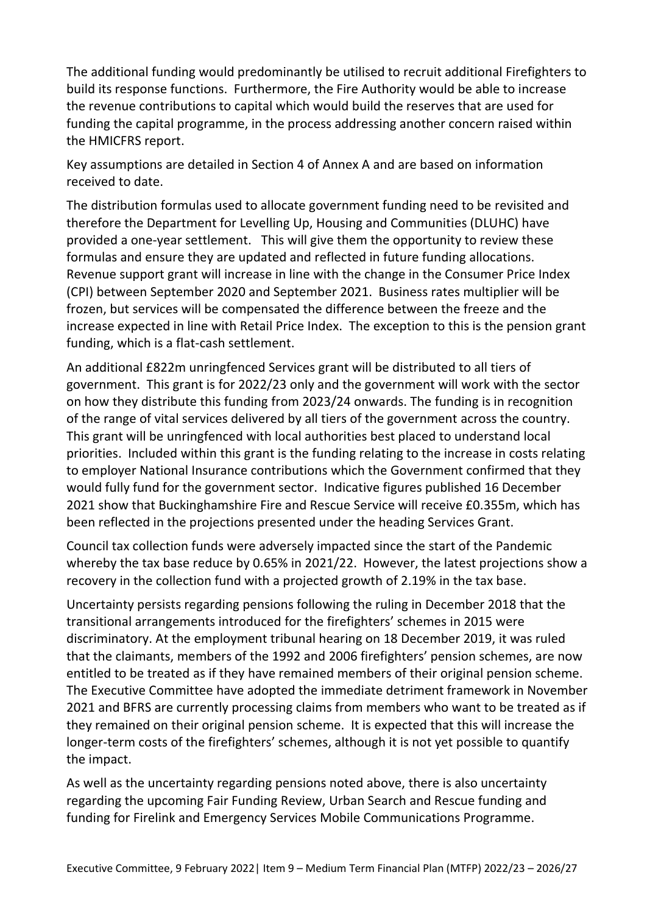The additional funding would predominantly be utilised to recruit additional Firefighters to build its response functions. Furthermore, the Fire Authority would be able to increase the revenue contributions to capital which would build the reserves that are used for funding the capital programme, in the process addressing another concern raised within the HMICFRS report.

Key assumptions are detailed in Section 4 of Annex A and are based on information received to date.

The distribution formulas used to allocate government funding need to be revisited and therefore the Department for Levelling Up, Housing and Communities (DLUHC) have provided a one-year settlement. This will give them the opportunity to review these formulas and ensure they are updated and reflected in future funding allocations. Revenue support grant will increase in line with the change in the Consumer Price Index (CPI) between September 2020 and September 2021. Business rates multiplier will be frozen, but services will be compensated the difference between the freeze and the increase expected in line with Retail Price Index. The exception to this is the pension grant funding, which is a flat-cash settlement.

An additional £822m unringfenced Services grant will be distributed to all tiers of government. This grant is for 2022/23 only and the government will work with the sector on how they distribute this funding from 2023/24 onwards. The funding is in recognition of the range of vital services delivered by all tiers of the government across the country. This grant will be unringfenced with local authorities best placed to understand local priorities. Included within this grant is the funding relating to the increase in costs relating to employer National Insurance contributions which the Government confirmed that they would fully fund for the government sector. Indicative figures published 16 December 2021 show that Buckinghamshire Fire and Rescue Service will receive £0.355m, which has been reflected in the projections presented under the heading Services Grant.

Council tax collection funds were adversely impacted since the start of the Pandemic whereby the tax base reduce by 0.65% in 2021/22. However, the latest projections show a recovery in the collection fund with a projected growth of 2.19% in the tax base.

Uncertainty persists regarding pensions following the ruling in December 2018 that the transitional arrangements introduced for the firefighters' schemes in 2015 were discriminatory. At the employment tribunal hearing on 18 December 2019, it was ruled that the claimants, members of the 1992 and 2006 firefighters' pension schemes, are now entitled to be treated as if they have remained members of their original pension scheme. The Executive Committee have adopted the immediate detriment framework in November 2021 and BFRS are currently processing claims from members who want to be treated as if they remained on their original pension scheme. It is expected that this will increase the longer-term costs of the firefighters' schemes, although it is not yet possible to quantify the impact.

As well as the uncertainty regarding pensions noted above, there is also uncertainty regarding the upcoming Fair Funding Review, Urban Search and Rescue funding and funding for Firelink and Emergency Services Mobile Communications Programme.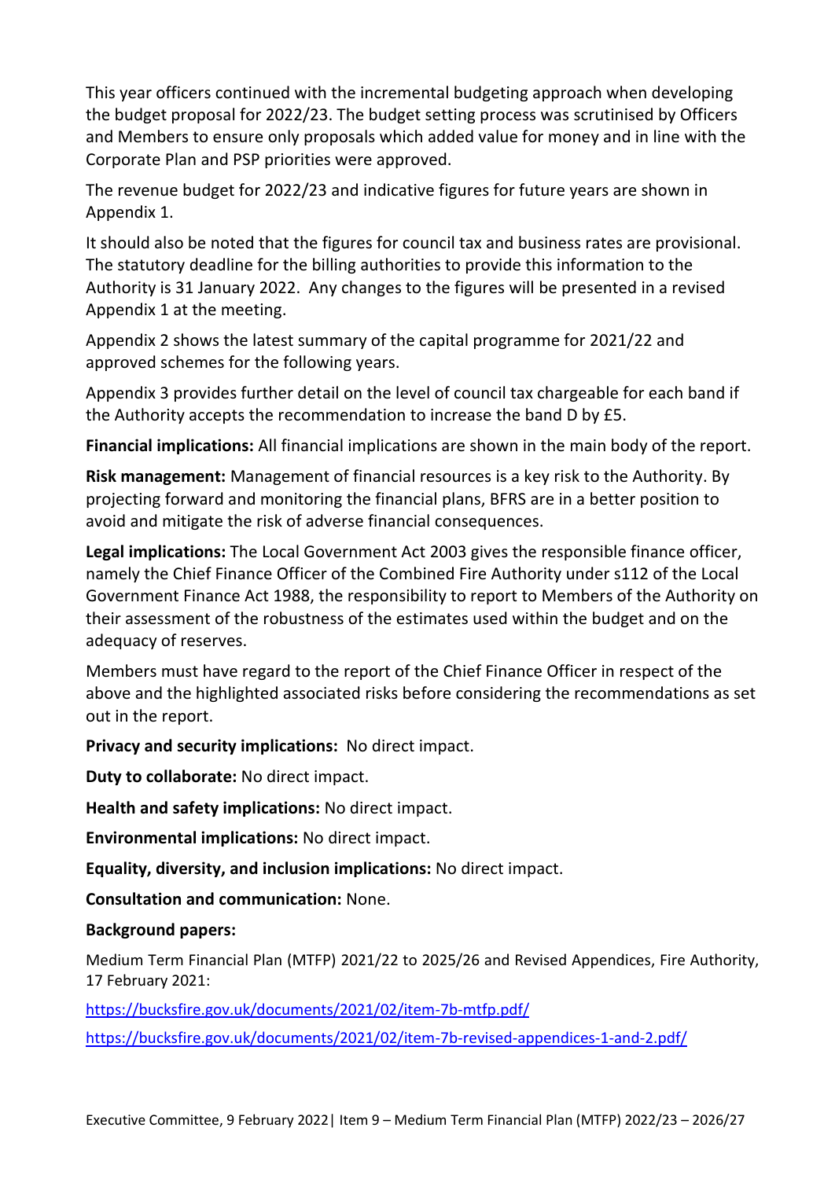This year officers continued with the incremental budgeting approach when developing the budget proposal for 2022/23. The budget setting process was scrutinised by Officers and Members to ensure only proposals which added value for money and in line with the Corporate Plan and PSP priorities were approved.

The revenue budget for 2022/23 and indicative figures for future years are shown in Appendix 1.

It should also be noted that the figures for council tax and business rates are provisional. The statutory deadline for the billing authorities to provide this information to the Authority is 31 January 2022. Any changes to the figures will be presented in a revised Appendix 1 at the meeting.

Appendix 2 shows the latest summary of the capital programme for 2021/22 and approved schemes for the following years.

Appendix 3 provides further detail on the level of council tax chargeable for each band if the Authority accepts the recommendation to increase the band D by £5.

**Financial implications:** All financial implications are shown in the main body of the report.

**Risk management:** Management of financial resources is a key risk to the Authority. By projecting forward and monitoring the financial plans, BFRS are in a better position to avoid and mitigate the risk of adverse financial consequences.

**Legal implications:** The Local Government Act 2003 gives the responsible finance officer, namely the Chief Finance Officer of the Combined Fire Authority under s112 of the Local Government Finance Act 1988, the responsibility to report to Members of the Authority on their assessment of the robustness of the estimates used within the budget and on the adequacy of reserves.

Members must have regard to the report of the Chief Finance Officer in respect of the above and the highlighted associated risks before considering the recommendations as set out in the report.

**Privacy and security implications:** No direct impact.

**Duty to collaborate:** No direct impact.

**Health and safety implications:** No direct impact.

**Environmental implications:** No direct impact.

**Equality, diversity, and inclusion implications:** No direct impact.

**Consultation and communication:** None.

**Background papers:**

Medium Term Financial Plan (MTFP) 2021/22 to 2025/26 and Revised Appendices, Fire Authority, 17 February 2021:

https://bucksfire.gov.uk/documents/2021/02/item-7b-mtfp.pdf/

https://bucksfire.gov.uk/documents/2021/02/item-7b-revised-appendices-1-and-2.pdf/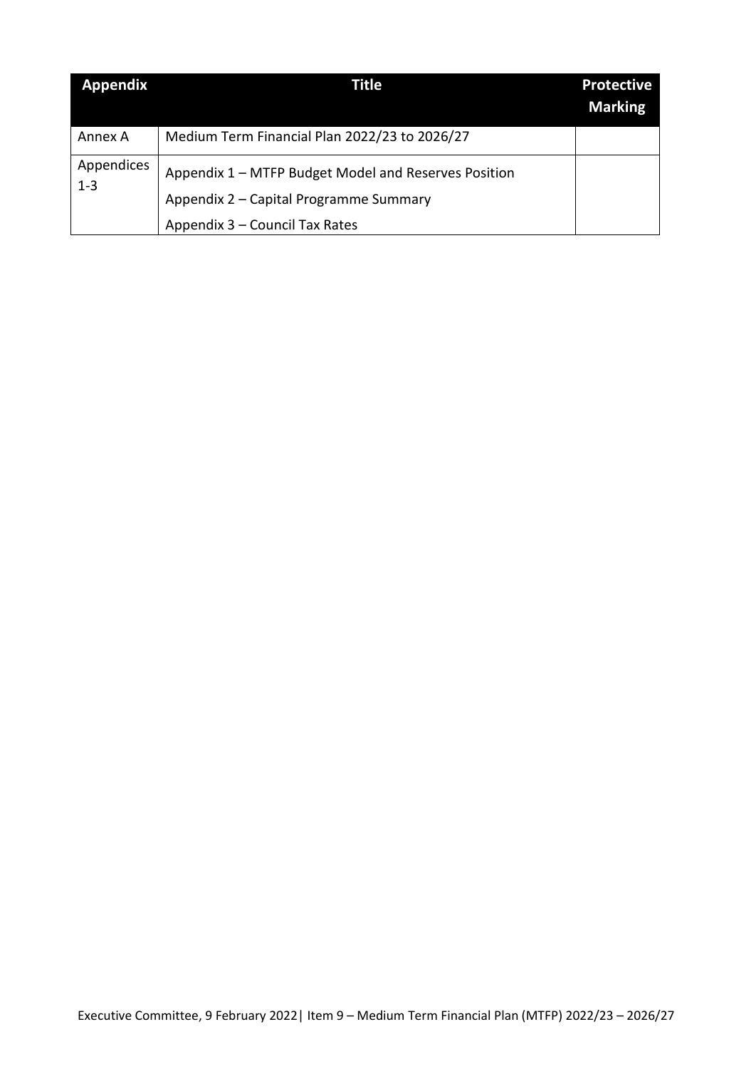| Appendix | Title | Protective Marking |
|---|---|---|
| Annex A | Medium Term Financial Plan 2022/23 to 2026/27 | |
| Appendices 1-3 | Appendix 1 – MTFP Budget Model and Reserves Position<br>Appendix 2 – Capital Programme Summary<br>Appendix 3 – Council Tax Rates | |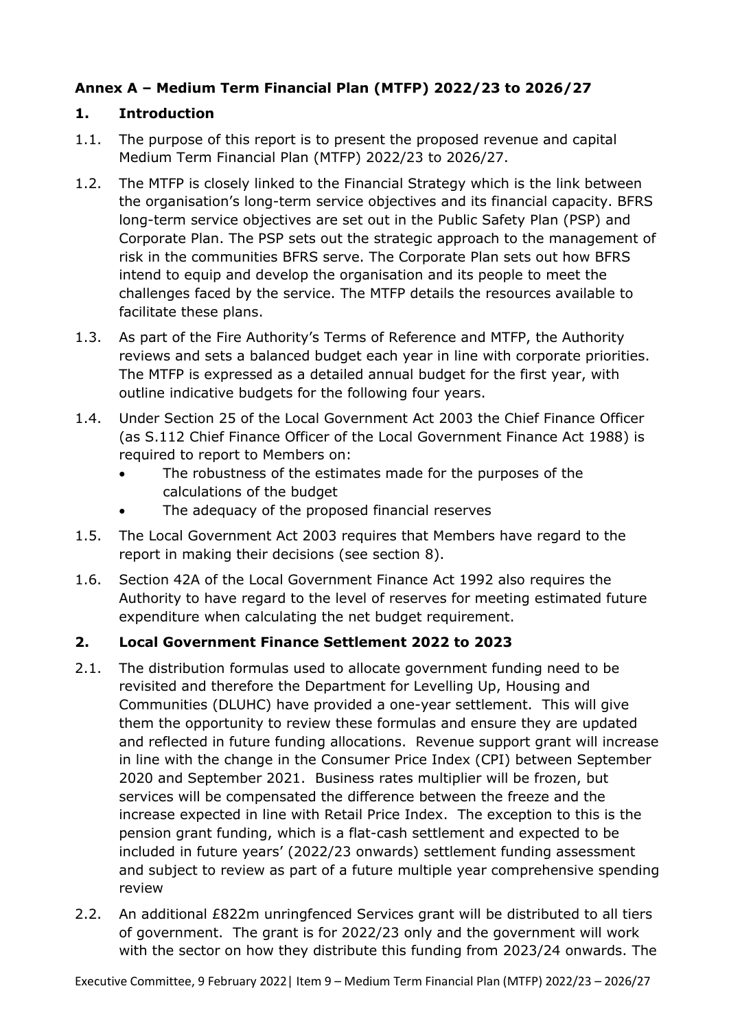### Annex A – Medium Term Financial Plan (MTFP) 2022/23 to 2026/27

## 1. Introduction

1.1. The purpose of this report is to present the proposed revenue and capital Medium Term Financial Plan (MTFP) 2022/23 to 2026/27.

1.2. The MTFP is closely linked to the Financial Strategy which is the link between the organisation's long-term service objectives and its financial capacity. BFRS long-term service objectives are set out in the Public Safety Plan (PSP) and Corporate Plan. The PSP sets out the strategic approach to the management of risk in the communities BFRS serve. The Corporate Plan sets out how BFRS intend to equip and develop the organisation and its people to meet the challenges faced by the service. The MTFP details the resources available to facilitate these plans.

1.3. As part of the Fire Authority's Terms of Reference and MTFP, the Authority reviews and sets a balanced budget each year in line with corporate priorities. The MTFP is expressed as a detailed annual budget for the first year, with outline indicative budgets for the following four years.

1.4. Under Section 25 of the Local Government Act 2003 the Chief Finance Officer (as S.112 Chief Finance Officer of the Local Government Finance Act 1988) is required to report to Members on:

- The robustness of the estimates made for the purposes of the calculations of the budget
- The adequacy of the proposed financial reserves

1.5. The Local Government Act 2003 requires that Members have regard to the report in making their decisions (see section 8).

1.6. Section 42A of the Local Government Finance Act 1992 also requires the Authority to have regard to the level of reserves for meeting estimated future expenditure when calculating the net budget requirement.

## 2. Local Government Finance Settlement 2022 to 2023

2.1. The distribution formulas used to allocate government funding need to be revisited and therefore the Department for Levelling Up, Housing and Communities (DLUHC) have provided a one-year settlement. This will give them the opportunity to review these formulas and ensure they are updated and reflected in future funding allocations. Revenue support grant will increase in line with the change in the Consumer Price Index (CPI) between September 2020 and September 2021. Business rates multiplier will be frozen, but services will be compensated the difference between the freeze and the increase expected in line with Retail Price Index. The exception to this is the pension grant funding, which is a flat-cash settlement and expected to be included in future years' (2022/23 onwards) settlement funding assessment and subject to review as part of a future multiple year comprehensive spending review

2.2. An additional £822m unringfenced Services grant will be distributed to all tiers of government. The grant is for 2022/23 only and the government will work with the sector on how they distribute this funding from 2023/24 onwards. The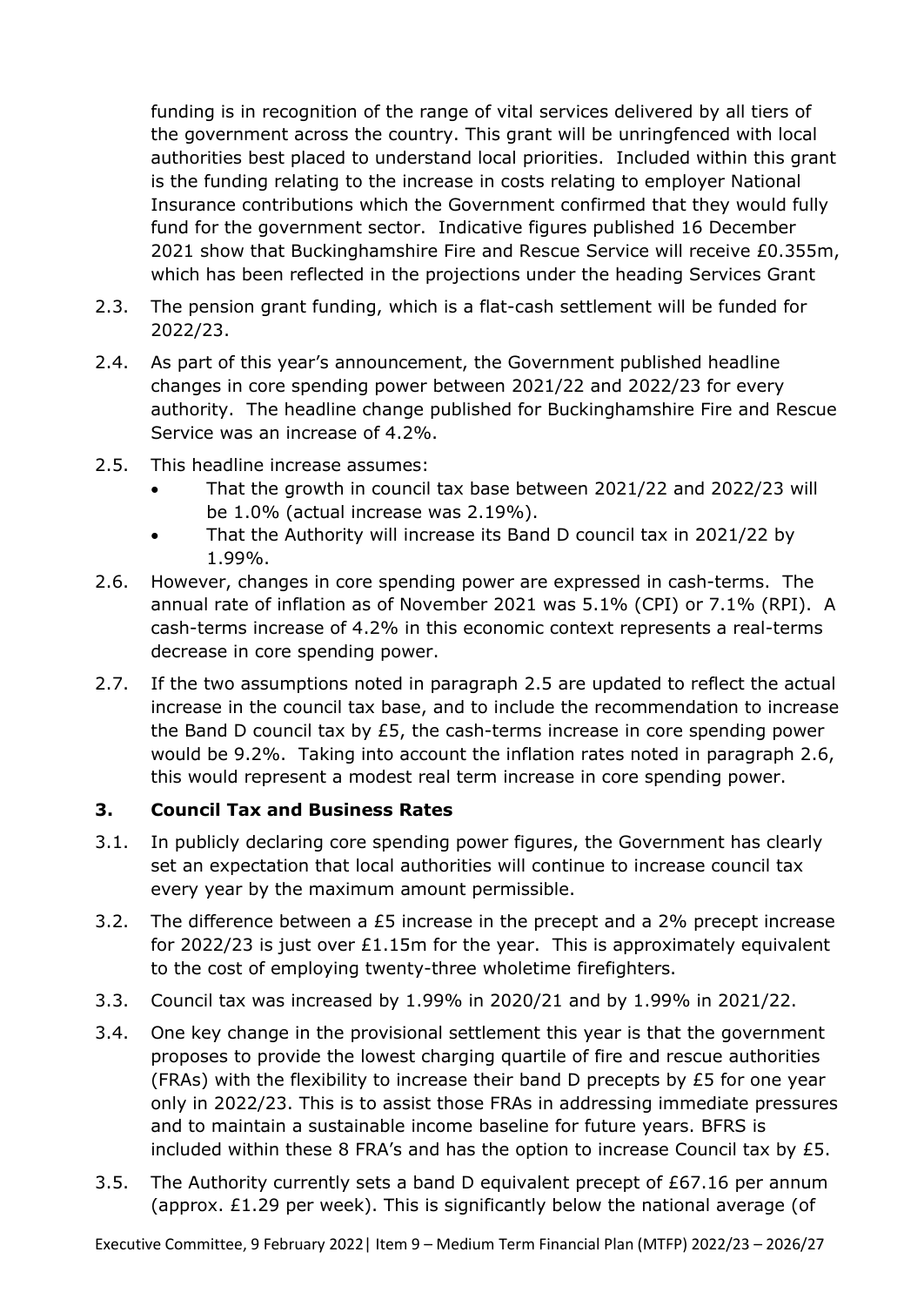funding is in recognition of the range of vital services delivered by all tiers of the government across the country. This grant will be unringfenced with local authorities best placed to understand local priorities. Included within this grant is the funding relating to the increase in costs relating to employer National Insurance contributions which the Government confirmed that they would fully fund for the government sector. Indicative figures published 16 December 2021 show that Buckinghamshire Fire and Rescue Service will receive £0.355m, which has been reflected in the projections under the heading Services Grant

2.3. The pension grant funding, which is a flat-cash settlement will be funded for 2022/23.

2.4. As part of this year's announcement, the Government published headline changes in core spending power between 2021/22 and 2022/23 for every authority. The headline change published for Buckinghamshire Fire and Rescue Service was an increase of 4.2%.

2.5. This headline increase assumes:

- That the growth in council tax base between 2021/22 and 2022/23 will be 1.0% (actual increase was 2.19%).
- That the Authority will increase its Band D council tax in 2021/22 by 1.99%.

2.6. However, changes in core spending power are expressed in cash-terms. The annual rate of inflation as of November 2021 was 5.1% (CPI) or 7.1% (RPI). A cash-terms increase of 4.2% in this economic context represents a real-terms decrease in core spending power.

2.7. If the two assumptions noted in paragraph 2.5 are updated to reflect the actual increase in the council tax base, and to include the recommendation to increase the Band D council tax by £5, the cash-terms increase in core spending power would be 9.2%. Taking into account the inflation rates noted in paragraph 2.6, this would represent a modest real term increase in core spending power.

## 3. Council Tax and Business Rates

3.1. In publicly declaring core spending power figures, the Government has clearly set an expectation that local authorities will continue to increase council tax every year by the maximum amount permissible.

3.2. The difference between a £5 increase in the precept and a 2% precept increase for 2022/23 is just over £1.15m for the year. This is approximately equivalent to the cost of employing twenty-three wholetime firefighters.

3.3. Council tax was increased by 1.99% in 2020/21 and by 1.99% in 2021/22.

3.4. One key change in the provisional settlement this year is that the government proposes to provide the lowest charging quartile of fire and rescue authorities (FRAs) with the flexibility to increase their band D precepts by £5 for one year only in 2022/23. This is to assist those FRAs in addressing immediate pressures and to maintain a sustainable income baseline for future years. BFRS is included within these 8 FRA's and has the option to increase Council tax by £5.

3.5. The Authority currently sets a band D equivalent precept of £67.16 per annum (approx. £1.29 per week). This is significantly below the national average (of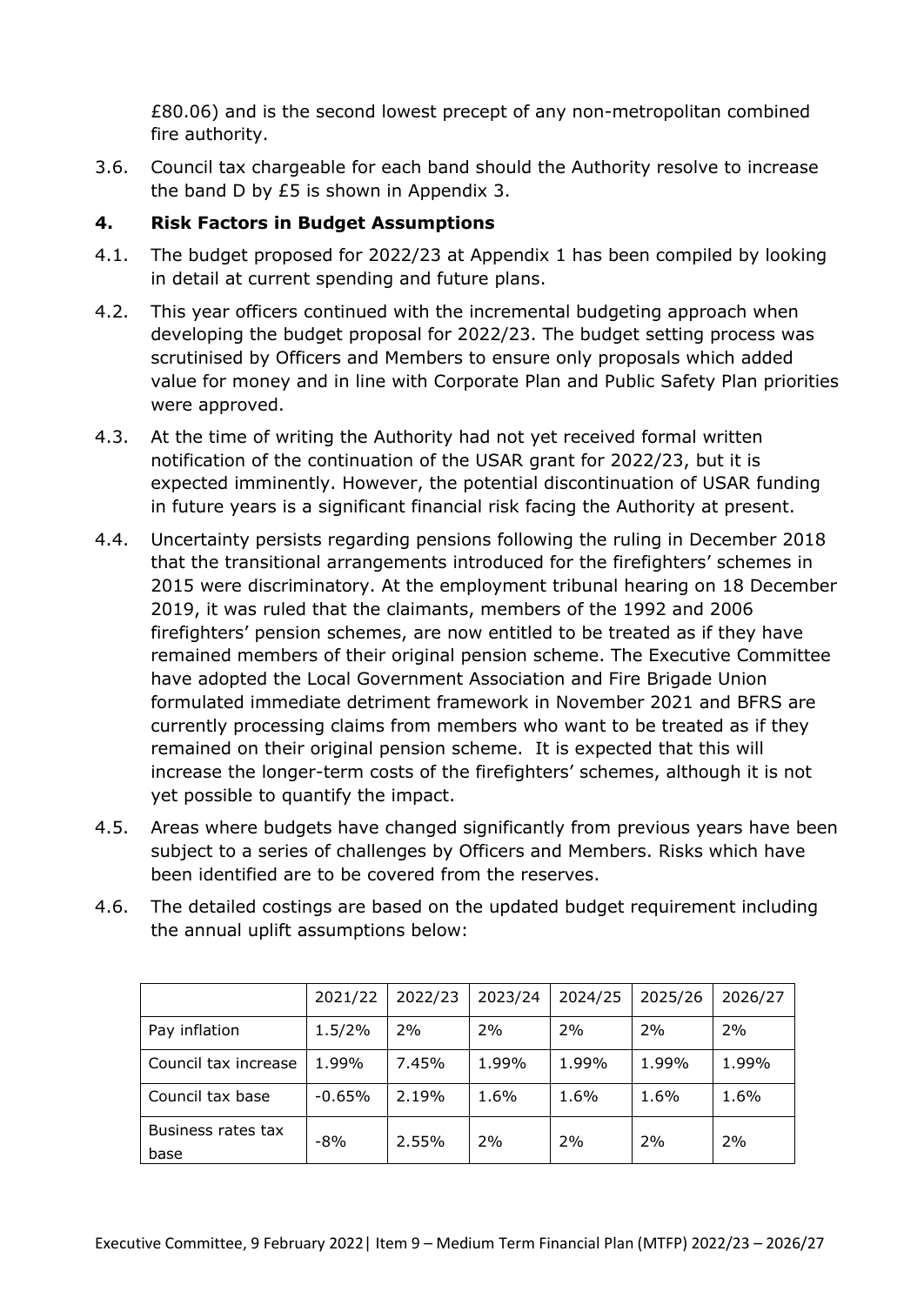£80.06) and is the second lowest precept of any non-metropolitan combined fire authority.

3.6. Council tax chargeable for each band should the Authority resolve to increase the band D by £5 is shown in Appendix 3.

## 4. Risk Factors in Budget Assumptions

4.1. The budget proposed for 2022/23 at Appendix 1 has been compiled by looking in detail at current spending and future plans.

4.2. This year officers continued with the incremental budgeting approach when developing the budget proposal for 2022/23. The budget setting process was scrutinised by Officers and Members to ensure only proposals which added value for money and in line with Corporate Plan and Public Safety Plan priorities were approved.

4.3. At the time of writing the Authority had not yet received formal written notification of the continuation of the USAR grant for 2022/23, but it is expected imminently. However, the potential discontinuation of USAR funding in future years is a significant financial risk facing the Authority at present.

4.4. Uncertainty persists regarding pensions following the ruling in December 2018 that the transitional arrangements introduced for the firefighters' schemes in 2015 were discriminatory. At the employment tribunal hearing on 18 December 2019, it was ruled that the claimants, members of the 1992 and 2006 firefighters' pension schemes, are now entitled to be treated as if they have remained members of their original pension scheme. The Executive Committee have adopted the Local Government Association and Fire Brigade Union formulated immediate detriment framework in November 2021 and BFRS are currently processing claims from members who want to be treated as if they remained on their original pension scheme. It is expected that this will increase the longer-term costs of the firefighters' schemes, although it is not yet possible to quantify the impact.

4.5. Areas where budgets have changed significantly from previous years have been subject to a series of challenges by Officers and Members. Risks which have been identified are to be covered from the reserves.

4.6. The detailed costings are based on the updated budget requirement including the annual uplift assumptions below:

| | 2021/22 | 2022/23 | 2023/24 | 2024/25 | 2025/26 | 2026/27 |
|---|---|---|---|---|---|---|
| Pay inflation | 1.5/2% | 2% | 2% | 2% | 2% | 2% |
| Council tax increase | 1.99% | 7.45% | 1.99% | 1.99% | 1.99% | 1.99% |
| Council tax base | -0.65% | 2.19% | 1.6% | 1.6% | 1.6% | 1.6% |
| Business rates tax base | -8% | 2.55% | 2% | 2% | 2% | 2% |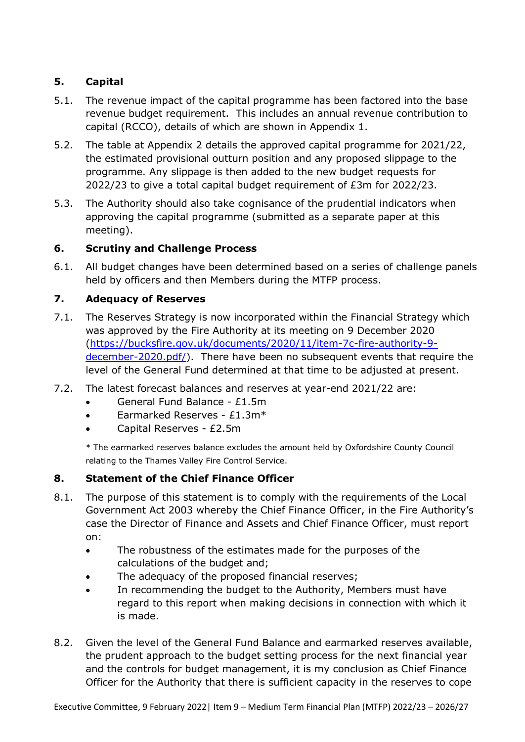## 5. Capital

5.1. The revenue impact of the capital programme has been factored into the base revenue budget requirement. This includes an annual revenue contribution to capital (RCCO), details of which are shown in Appendix 1.

5.2. The table at Appendix 2 details the approved capital programme for 2021/22, the estimated provisional outturn position and any proposed slippage to the programme. Any slippage is then added to the new budget requests for 2022/23 to give a total capital budget requirement of £3m for 2022/23.

5.3. The Authority should also take cognisance of the prudential indicators when approving the capital programme (submitted as a separate paper at this meeting).

## 6. Scrutiny and Challenge Process

6.1. All budget changes have been determined based on a series of challenge panels held by officers and then Members during the MTFP process.

## 7. Adequacy of Reserves

7.1. The Reserves Strategy is now incorporated within the Financial Strategy which was approved by the Fire Authority at its meeting on 9 December 2020 ([https://bucksfire.gov.uk/documents/2020/11/item-7c-fire-authority-9-december-2020.pdf/](https://bucksfire.gov.uk/documents/2020/11/item-7c-fire-authority-9-december-2020.pdf/)). There have been no subsequent events that require the level of the General Fund determined at that time to be adjusted at present.

7.2. The latest forecast balances and reserves at year-end 2021/22 are:

- General Fund Balance - £1.5m
- Earmarked Reserves - £1.3m*
- Capital Reserves - £2.5m

\* The earmarked reserves balance excludes the amount held by Oxfordshire County Council relating to the Thames Valley Fire Control Service.

## 8. Statement of the Chief Finance Officer

8.1. The purpose of this statement is to comply with the requirements of the Local Government Act 2003 whereby the Chief Finance Officer, in the Fire Authority's case the Director of Finance and Assets and Chief Finance Officer, must report on:

- The robustness of the estimates made for the purposes of the calculations of the budget and;
- The adequacy of the proposed financial reserves;
- In recommending the budget to the Authority, Members must have regard to this report when making decisions in connection with which it is made.

8.2. Given the level of the General Fund Balance and earmarked reserves available, the prudent approach to the budget setting process for the next financial year and the controls for budget management, it is my conclusion as Chief Finance Officer for the Authority that there is sufficient capacity in the reserves to cope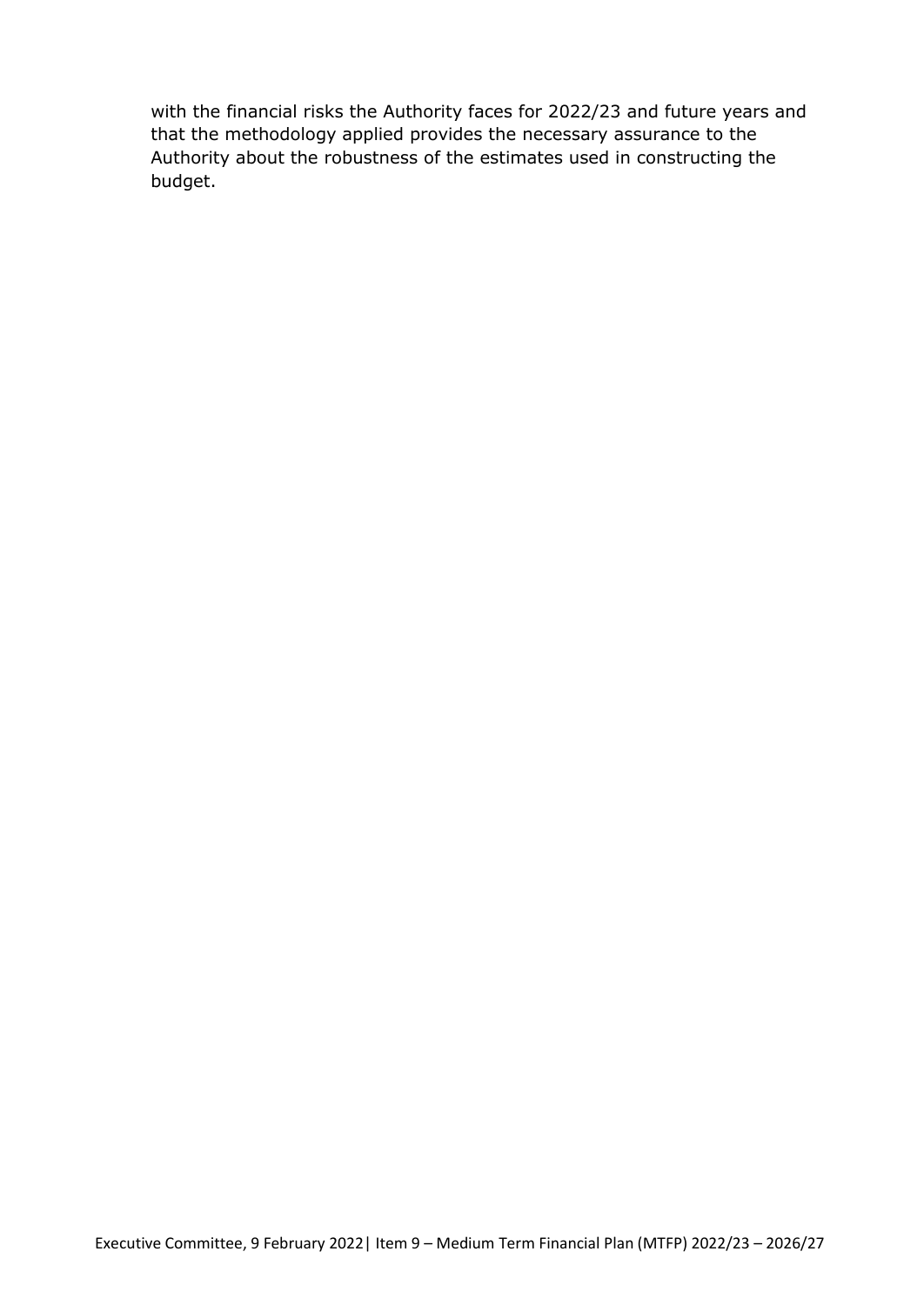with the financial risks the Authority faces for 2022/23 and future years and that the methodology applied provides the necessary assurance to the Authority about the robustness of the estimates used in constructing the budget.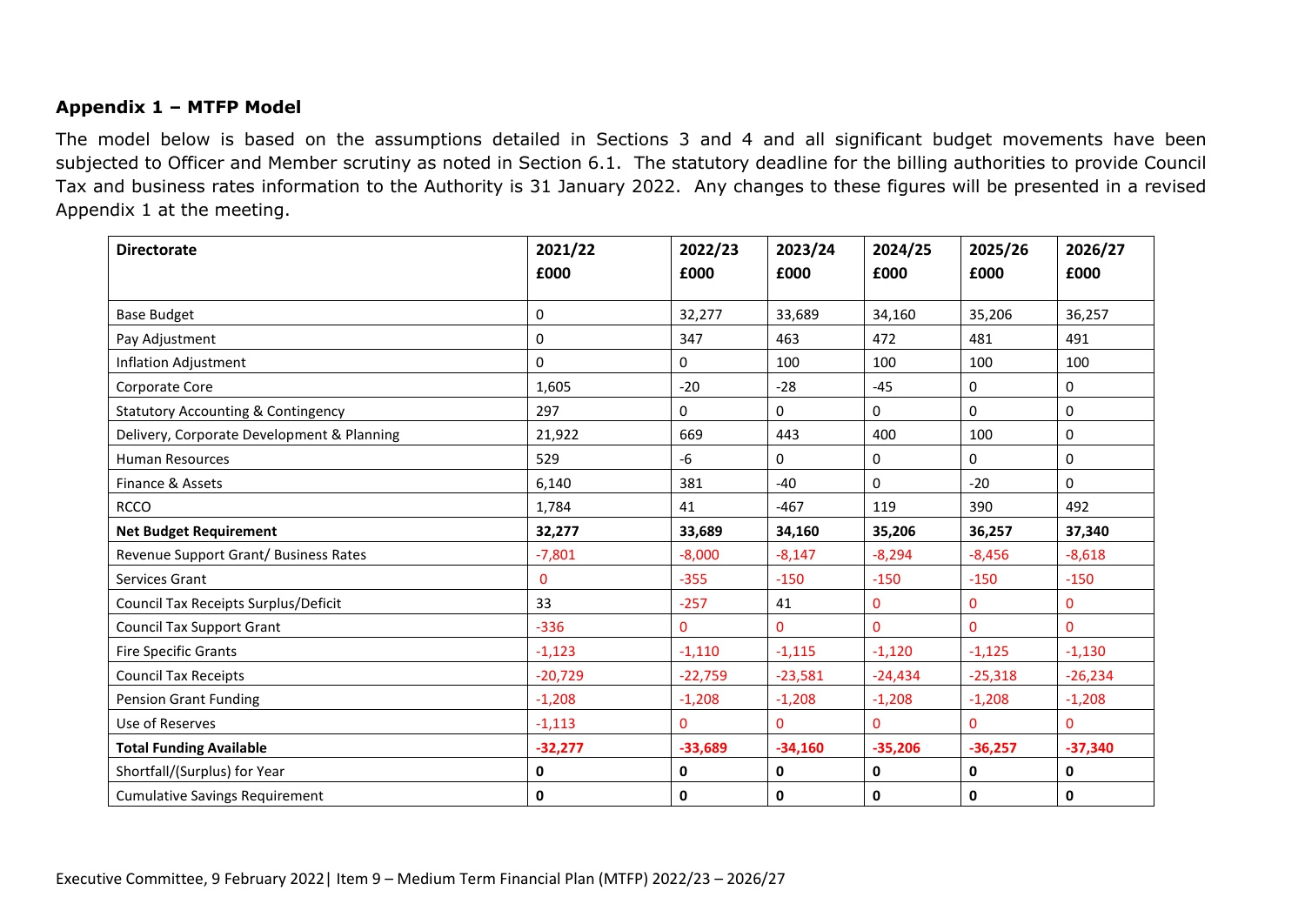### **Appendix 1 – MTFP Model**

The model below is based on the assumptions detailed in Sections 3 and 4 and all significant budget movements have been subjected to Officer and Member scrutiny as noted in Section 6.1. The statutory deadline for the billing authorities to provide Council Tax and business rates information to the Authority is 31 January 2022. Any changes to these figures will be presented in a revised Appendix 1 at the meeting.

| **Directorate** | **2021/22 £000** | **2022/23 £000** | **2023/24 £000** | **2024/25 £000** | **2025/26 £000** | **2026/27 £000** |
|---|---|---|---|---|---|---|
| Base Budget | 0 | 32,277 | 33,689 | 34,160 | 35,206 | 36,257 |
| Pay Adjustment | 0 | 347 | 463 | 472 | 481 | 491 |
| Inflation Adjustment | 0 | 0 | 100 | 100 | 100 | 100 |
| Corporate Core | 1,605 | -20 | -28 | -45 | 0 | 0 |
| Statutory Accounting & Contingency | 297 | 0 | 0 | 0 | 0 | 0 |
| Delivery, Corporate Development & Planning | 21,922 | 669 | 443 | 400 | 100 | 0 |
| Human Resources | 529 | -6 | 0 | 0 | 0 | 0 |
| Finance & Assets | 6,140 | 381 | -40 | 0 | -20 | 0 |
| RCCO | 1,784 | 41 | -467 | 119 | 390 | 492 |
| **Net Budget Requirement** | **32,277** | **33,689** | **34,160** | **35,206** | **36,257** | **37,340** |
| Revenue Support Grant/ Business Rates | -7,801 | -8,000 | -8,147 | -8,294 | -8,456 | -8,618 |
| Services Grant | 0 | -355 | -150 | -150 | -150 | -150 |
| Council Tax Receipts Surplus/Deficit | 33 | -257 | 41 | 0 | 0 | 0 |
| Council Tax Support Grant | -336 | 0 | 0 | 0 | 0 | 0 |
| Fire Specific Grants | -1,123 | -1,110 | -1,115 | -1,120 | -1,125 | -1,130 |
| Council Tax Receipts | -20,729 | -22,759 | -23,581 | -24,434 | -25,318 | -26,234 |
| Pension Grant Funding | -1,208 | -1,208 | -1,208 | -1,208 | -1,208 | -1,208 |
| Use of Reserves | -1,113 | 0 | 0 | 0 | 0 | 0 |
| **Total Funding Available** | **-32,277** | **-33,689** | **-34,160** | **-35,206** | **-36,257** | **-37,340** |
| Shortfall/(Surplus) for Year | **0** | **0** | **0** | **0** | **0** | **0** |
| Cumulative Savings Requirement | **0** | **0** | **0** | **0** | **0** | **0** |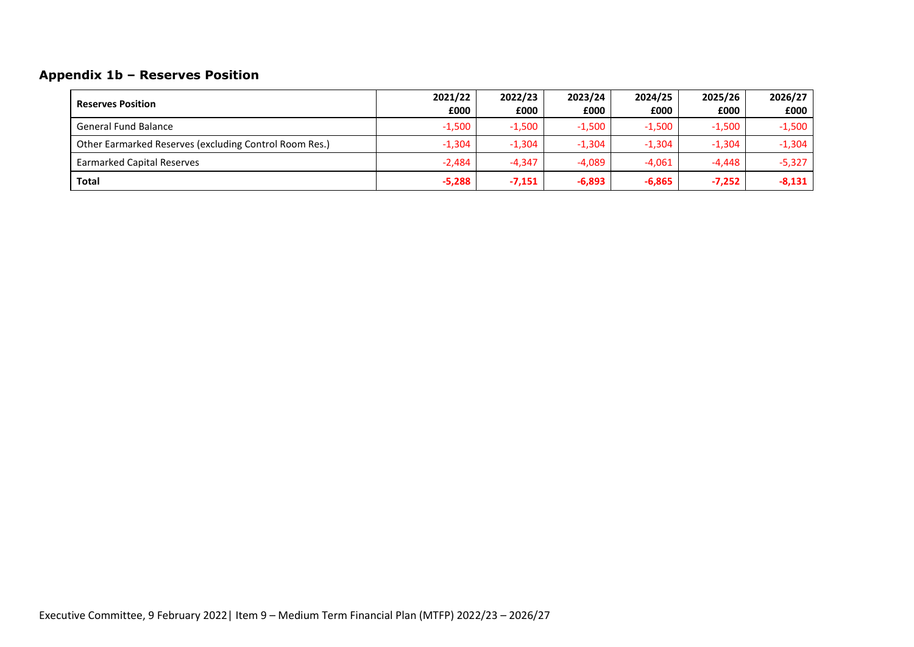## Appendix 1b – Reserves Position

| Reserves Position | 2021/22<br>£000 | 2022/23<br>£000 | 2023/24<br>£000 | 2024/25<br>£000 | 2025/26<br>£000 | 2026/27<br>£000 |
|---|---|---|---|---|---|---|
| General Fund Balance | -1,500 | -1,500 | -1,500 | -1,500 | -1,500 | -1,500 |
| Other Earmarked Reserves (excluding Control Room Res.) | -1,304 | -1,304 | -1,304 | -1,304 | -1,304 | -1,304 |
| Earmarked Capital Reserves | -2,484 | -4,347 | -4,089 | -4,061 | -4,448 | -5,327 |
| **Total** | **-5,288** | **-7,151** | **-6,893** | **-6,865** | **-7,252** | **-8,131** |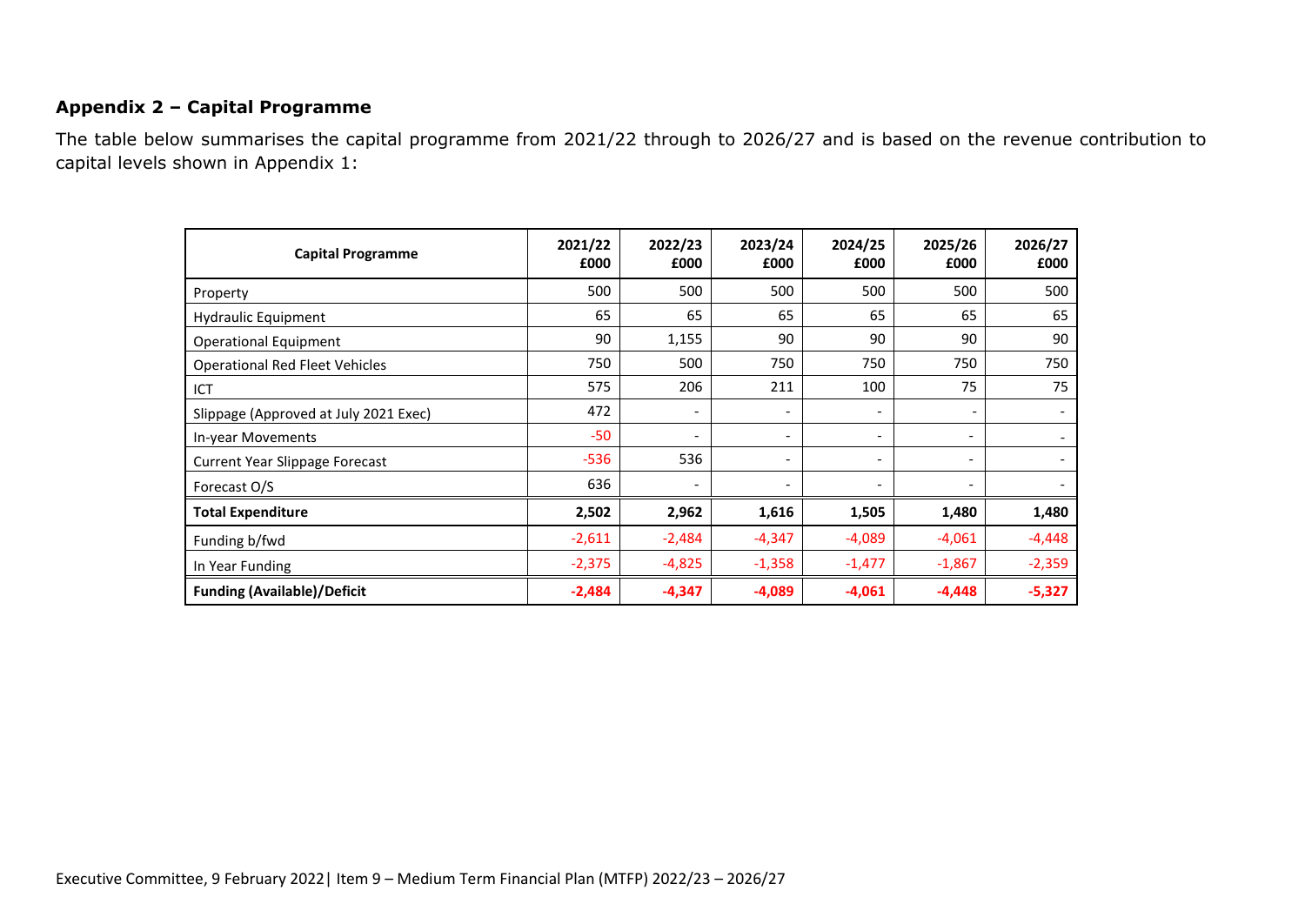### Appendix 2 – Capital Programme

The table below summarises the capital programme from 2021/22 through to 2026/27 and is based on the revenue contribution to capital levels shown in Appendix 1:

| Capital Programme | 2021/22 £000 | 2022/23 £000 | 2023/24 £000 | 2024/25 £000 | 2025/26 £000 | 2026/27 £000 |
|---|---|---|---|---|---|---|
| Property | 500 | 500 | 500 | 500 | 500 | 500 |
| Hydraulic Equipment | 65 | 65 | 65 | 65 | 65 | 65 |
| Operational Equipment | 90 | 1,155 | 90 | 90 | 90 | 90 |
| Operational Red Fleet Vehicles | 750 | 500 | 750 | 750 | 750 | 750 |
| ICT | 575 | 206 | 211 | 100 | 75 | 75 |
| Slippage (Approved at July 2021 Exec) | 472 | - | - | - | - | - |
| In-year Movements | -50 | - | - | - | - | - |
| Current Year Slippage Forecast | -536 | 536 | - | - | - | - |
| Forecast O/S | 636 | - | - | - | - | - |
| **Total Expenditure** | **2,502** | **2,962** | **1,616** | **1,505** | **1,480** | **1,480** |
| Funding b/fwd | -2,611 | -2,484 | -4,347 | -4,089 | -4,061 | -4,448 |
| In Year Funding | -2,375 | -4,825 | -1,358 | -1,477 | -1,867 | -2,359 |
| **Funding (Available)/Deficit** | **-2,484** | **-4,347** | **-4,089** | **-4,061** | **-4,448** | **-5,327** |

Executive Committee, 9 February 2022| Item 9 – Medium Term Financial Plan (MTFP) 2022/23 – 2026/27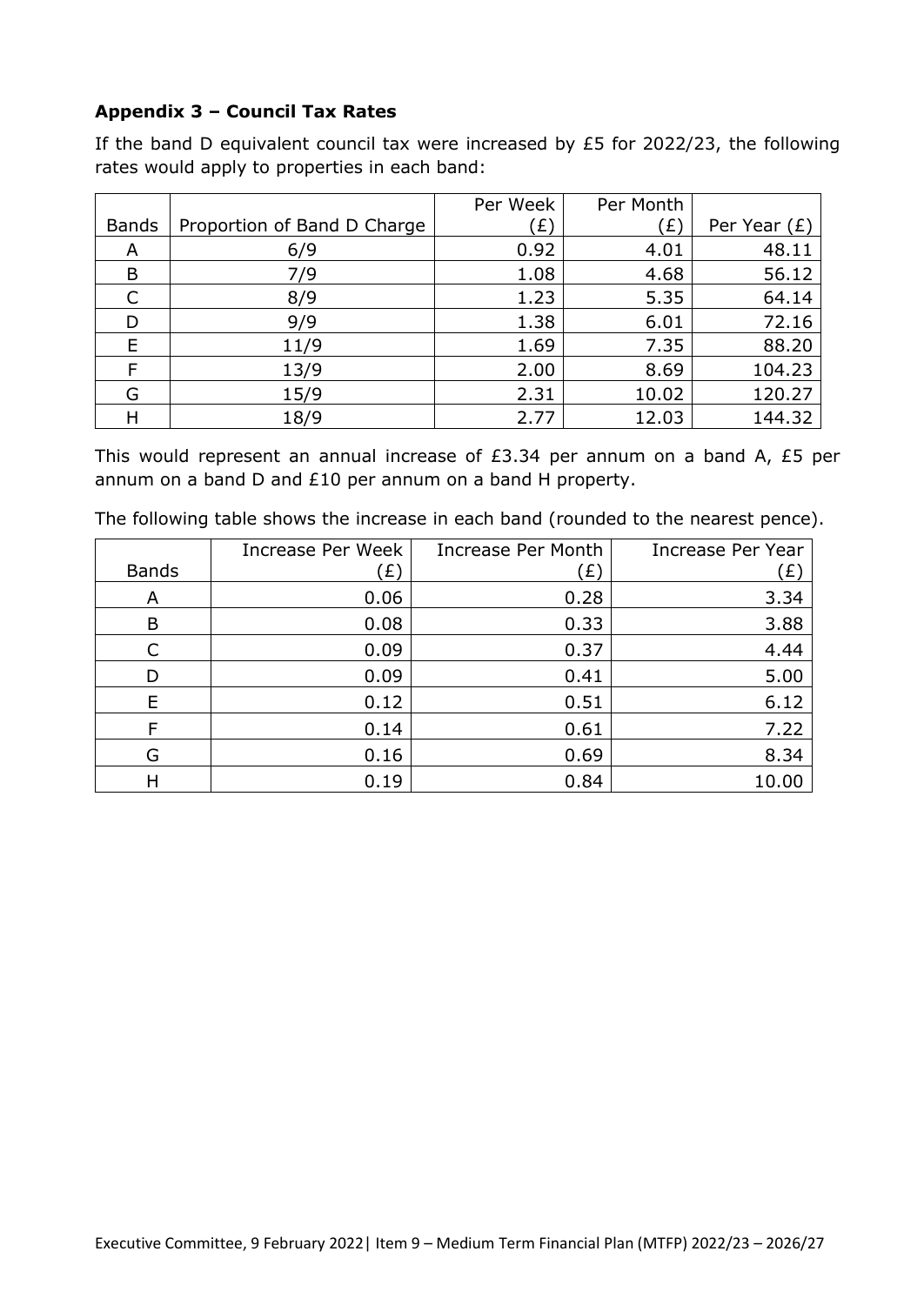### **Appendix 3 – Council Tax Rates**

If the band D equivalent council tax were increased by £5 for 2022/23, the following rates would apply to properties in each band:

| Bands | Proportion of Band D Charge | Per Week (£) | Per Month (£) | Per Year (£) |
|---|---|---|---|---|
| A | 6/9 | 0.92 | 4.01 | 48.11 |
| B | 7/9 | 1.08 | 4.68 | 56.12 |
| C | 8/9 | 1.23 | 5.35 | 64.14 |
| D | 9/9 | 1.38 | 6.01 | 72.16 |
| E | 11/9 | 1.69 | 7.35 | 88.20 |
| F | 13/9 | 2.00 | 8.69 | 104.23 |
| G | 15/9 | 2.31 | 10.02 | 120.27 |
| H | 18/9 | 2.77 | 12.03 | 144.32 |

This would represent an annual increase of £3.34 per annum on a band A, £5 per annum on a band D and £10 per annum on a band H property.

The following table shows the increase in each band (rounded to the nearest pence).

| Bands | Increase Per Week (£) | Increase Per Month (£) | Increase Per Year (£) |
|---|---|---|---|
| A | 0.06 | 0.28 | 3.34 |
| B | 0.08 | 0.33 | 3.88 |
| C | 0.09 | 0.37 | 4.44 |
| D | 0.09 | 0.41 | 5.00 |
| E | 0.12 | 0.51 | 6.12 |
| F | 0.14 | 0.61 | 7.22 |
| G | 0.16 | 0.69 | 8.34 |
| H | 0.19 | 0.84 | 10.00 |